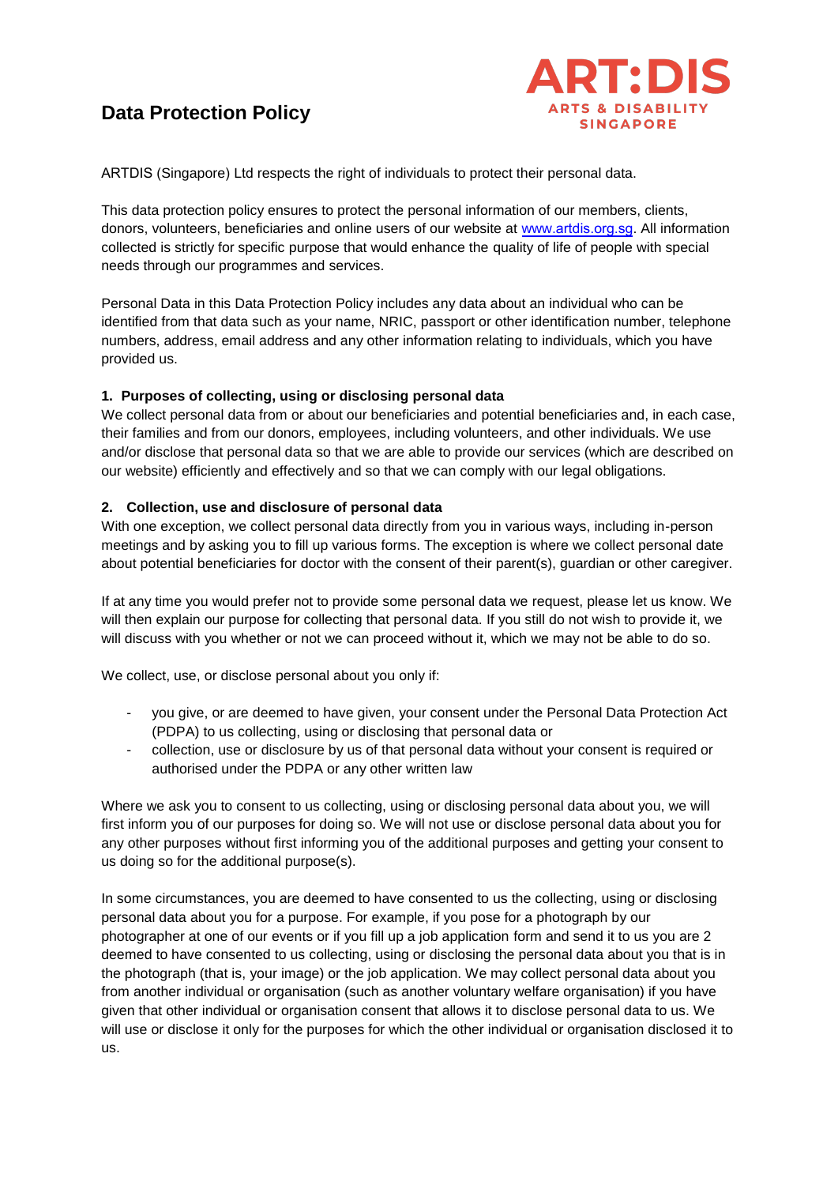# Data Protection Policy

ART:DIS
ARTS & DISABILITY SINGAPORE

ARTDIS (Singapore) Ltd respects the right of individuals to protect their personal data.

This data protection policy ensures to protect the personal information of our members, clients, donors, volunteers, beneficiaries and online users of our website at www.artdis.org.sg. All information collected is strictly for specific purpose that would enhance the quality of life of people with special needs through our programmes and services.

Personal Data in this Data Protection Policy includes any data about an individual who can be identified from that data such as your name, NRIC, passport or other identification number, telephone numbers, address, email address and any other information relating to individuals, which you have provided us.

**1. Purposes of collecting, using or disclosing personal data**

We collect personal data from or about our beneficiaries and potential beneficiaries and, in each case, their families and from our donors, employees, including volunteers, and other individuals. We use and/or disclose that personal data so that we are able to provide our services (which are described on our website) efficiently and effectively and so that we can comply with our legal obligations.

**2. Collection, use and disclosure of personal data**

With one exception, we collect personal data directly from you in various ways, including in-person meetings and by asking you to fill up various forms. The exception is where we collect personal date about potential beneficiaries for doctor with the consent of their parent(s), guardian or other caregiver.

If at any time you would prefer not to provide some personal data we request, please let us know. We will then explain our purpose for collecting that personal data. If you still do not wish to provide it, we will discuss with you whether or not we can proceed without it, which we may not be able to do so.

We collect, use, or disclose personal about you only if:

- you give, or are deemed to have given, your consent under the Personal Data Protection Act (PDPA) to us collecting, using or disclosing that personal data or
- collection, use or disclosure by us of that personal data without your consent is required or authorised under the PDPA or any other written law

Where we ask you to consent to us collecting, using or disclosing personal data about you, we will first inform you of our purposes for doing so. We will not use or disclose personal data about you for any other purposes without first informing you of the additional purposes and getting your consent to us doing so for the additional purpose(s).

In some circumstances, you are deemed to have consented to us the collecting, using or disclosing personal data about you for a purpose. For example, if you pose for a photograph by our photographer at one of our events or if you fill up a job application form and send it to us you are 2 deemed to have consented to us collecting, using or disclosing the personal data about you that is in the photograph (that is, your image) or the job application. We may collect personal data about you from another individual or organisation (such as another voluntary welfare organisation) if you have given that other individual or organisation consent that allows it to disclose personal data to us. We will use or disclose it only for the purposes for which the other individual or organisation disclosed it to us.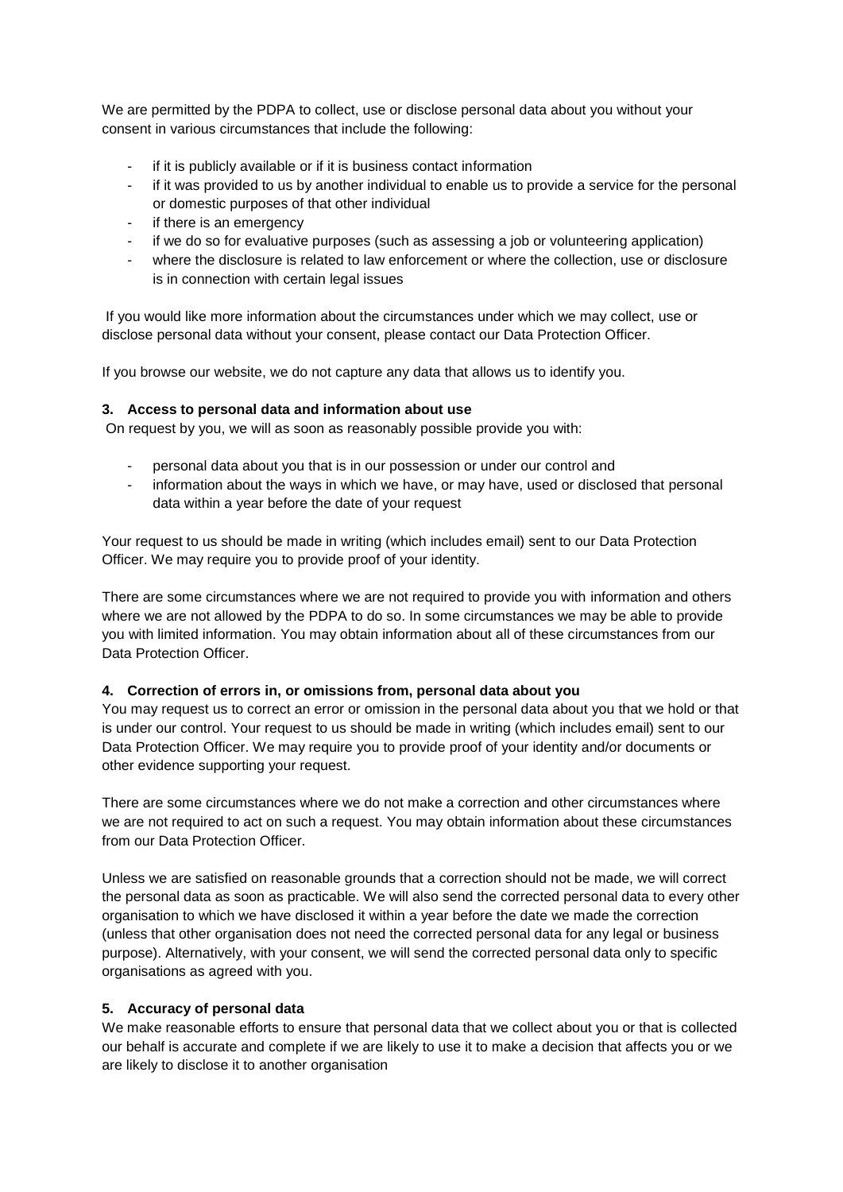We are permitted by the PDPA to collect, use or disclose personal data about you without your consent in various circumstances that include the following:

- if it is publicly available or if it is business contact information
- if it was provided to us by another individual to enable us to provide a service for the personal or domestic purposes of that other individual
- if there is an emergency
- if we do so for evaluative purposes (such as assessing a job or volunteering application)
- where the disclosure is related to law enforcement or where the collection, use or disclosure is in connection with certain legal issues

If you would like more information about the circumstances under which we may collect, use or disclose personal data without your consent, please contact our Data Protection Officer.

If you browse our website, we do not capture any data that allows us to identify you.

### 3. Access to personal data and information about use

On request by you, we will as soon as reasonably possible provide you with:

- personal data about you that is in our possession or under our control and
- information about the ways in which we have, or may have, used or disclosed that personal data within a year before the date of your request

Your request to us should be made in writing (which includes email) sent to our Data Protection Officer. We may require you to provide proof of your identity.

There are some circumstances where we are not required to provide you with information and others where we are not allowed by the PDPA to do so. In some circumstances we may be able to provide you with limited information. You may obtain information about all of these circumstances from our Data Protection Officer.

### 4. Correction of errors in, or omissions from, personal data about you

You may request us to correct an error or omission in the personal data about you that we hold or that is under our control. Your request to us should be made in writing (which includes email) sent to our Data Protection Officer. We may require you to provide proof of your identity and/or documents or other evidence supporting your request.

There are some circumstances where we do not make a correction and other circumstances where we are not required to act on such a request. You may obtain information about these circumstances from our Data Protection Officer.

Unless we are satisfied on reasonable grounds that a correction should not be made, we will correct the personal data as soon as practicable. We will also send the corrected personal data to every other organisation to which we have disclosed it within a year before the date we made the correction (unless that other organisation does not need the corrected personal data for any legal or business purpose). Alternatively, with your consent, we will send the corrected personal data only to specific organisations as agreed with you.

### 5. Accuracy of personal data

We make reasonable efforts to ensure that personal data that we collect about you or that is collected our behalf is accurate and complete if we are likely to use it to make a decision that affects you or we are likely to disclose it to another organisation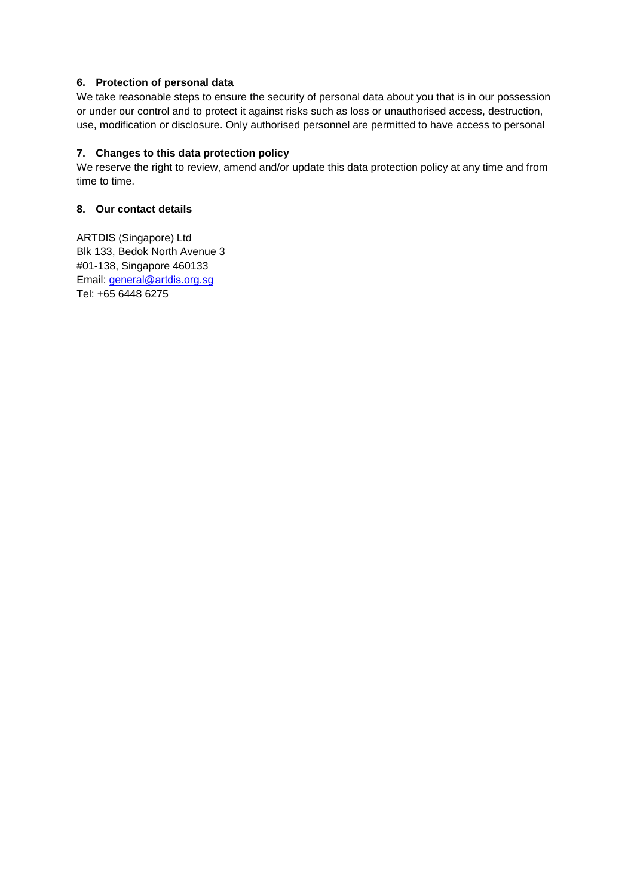### 6. Protection of personal data

We take reasonable steps to ensure the security of personal data about you that is in our possession or under our control and to protect it against risks such as loss or unauthorised access, destruction, use, modification or disclosure. Only authorised personnel are permitted to have access to personal

### 7. Changes to this data protection policy

We reserve the right to review, amend and/or update this data protection policy at any time and from time to time.

### 8. Our contact details

ARTDIS (Singapore) Ltd
Blk 133, Bedok North Avenue 3
#01-138, Singapore 460133
Email: general@artdis.org.sg
Tel: +65 6448 6275